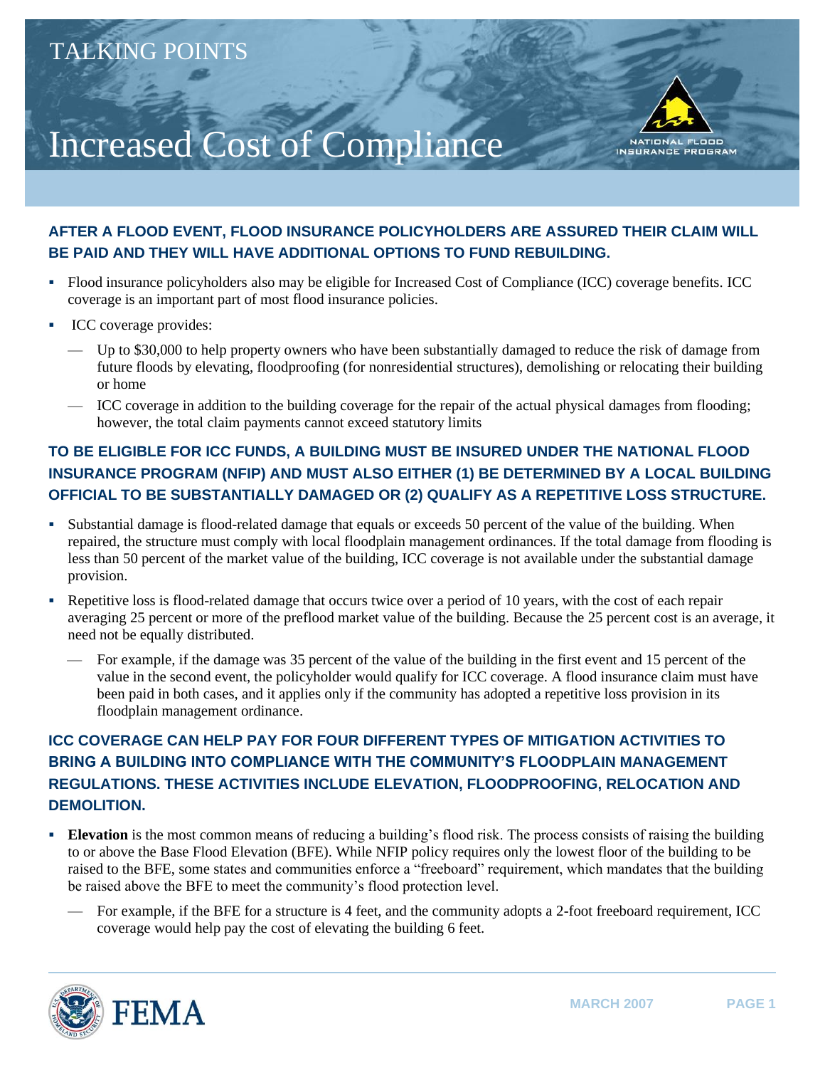TALKING POINTS

# Increased Cost of Compliance

### AFTER A FLOOD EVENT, FLOOD INSURANCE POLICYHOLDERS ARE ASSURED THEIR CLAIM WILL BE PAID AND THEY WILL HAVE ADDITIONAL OPTIONS TO FUND REBUILDING.

- Flood insurance policyholders also may be eligible for Increased Cost of Compliance (ICC) coverage benefits. ICC coverage is an important part of most flood insurance policies.
- ICC coverage provides:
  - Up to $30,000 to help property owners who have been substantially damaged to reduce the risk of damage from future floods by elevating, floodproofing (for nonresidential structures), demolishing or relocating their building or home
  - ICC coverage in addition to the building coverage for the repair of the actual physical damages from flooding; however, the total claim payments cannot exceed statutory limits

### TO BE ELIGIBLE FOR ICC FUNDS, A BUILDING MUST BE INSURED UNDER THE NATIONAL FLOOD INSURANCE PROGRAM (NFIP) AND MUST ALSO EITHER (1) BE DETERMINED BY A LOCAL BUILDING OFFICIAL TO BE SUBSTANTIALLY DAMAGED OR (2) QUALIFY AS A REPETITIVE LOSS STRUCTURE.

- Substantial damage is flood-related damage that equals or exceeds 50 percent of the value of the building. When repaired, the structure must comply with local floodplain management ordinances. If the total damage from flooding is less than 50 percent of the market value of the building, ICC coverage is not available under the substantial damage provision.
- Repetitive loss is flood-related damage that occurs twice over a period of 10 years, with the cost of each repair averaging 25 percent or more of the preflood market value of the building. Because the 25 percent cost is an average, it need not be equally distributed.
  - For example, if the damage was 35 percent of the value of the building in the first event and 15 percent of the value in the second event, the policyholder would qualify for ICC coverage. A flood insurance claim must have been paid in both cases, and it applies only if the community has adopted a repetitive loss provision in its floodplain management ordinance.

### ICC COVERAGE CAN HELP PAY FOR FOUR DIFFERENT TYPES OF MITIGATION ACTIVITIES TO BRING A BUILDING INTO COMPLIANCE WITH THE COMMUNITY'S FLOODPLAIN MANAGEMENT REGULATIONS. THESE ACTIVITIES INCLUDE ELEVATION, FLOODPROOFING, RELOCATION AND DEMOLITION.

- **Elevation** is the most common means of reducing a building's flood risk. The process consists of raising the building to or above the Base Flood Elevation (BFE). While NFIP policy requires only the lowest floor of the building to be raised to the BFE, some states and communities enforce a "freeboard" requirement, which mandates that the building be raised above the BFE to meet the community's flood protection level.
  - For example, if the BFE for a structure is 4 feet, and the community adopts a 2-foot freeboard requirement, ICC coverage would help pay the cost of elevating the building 6 feet.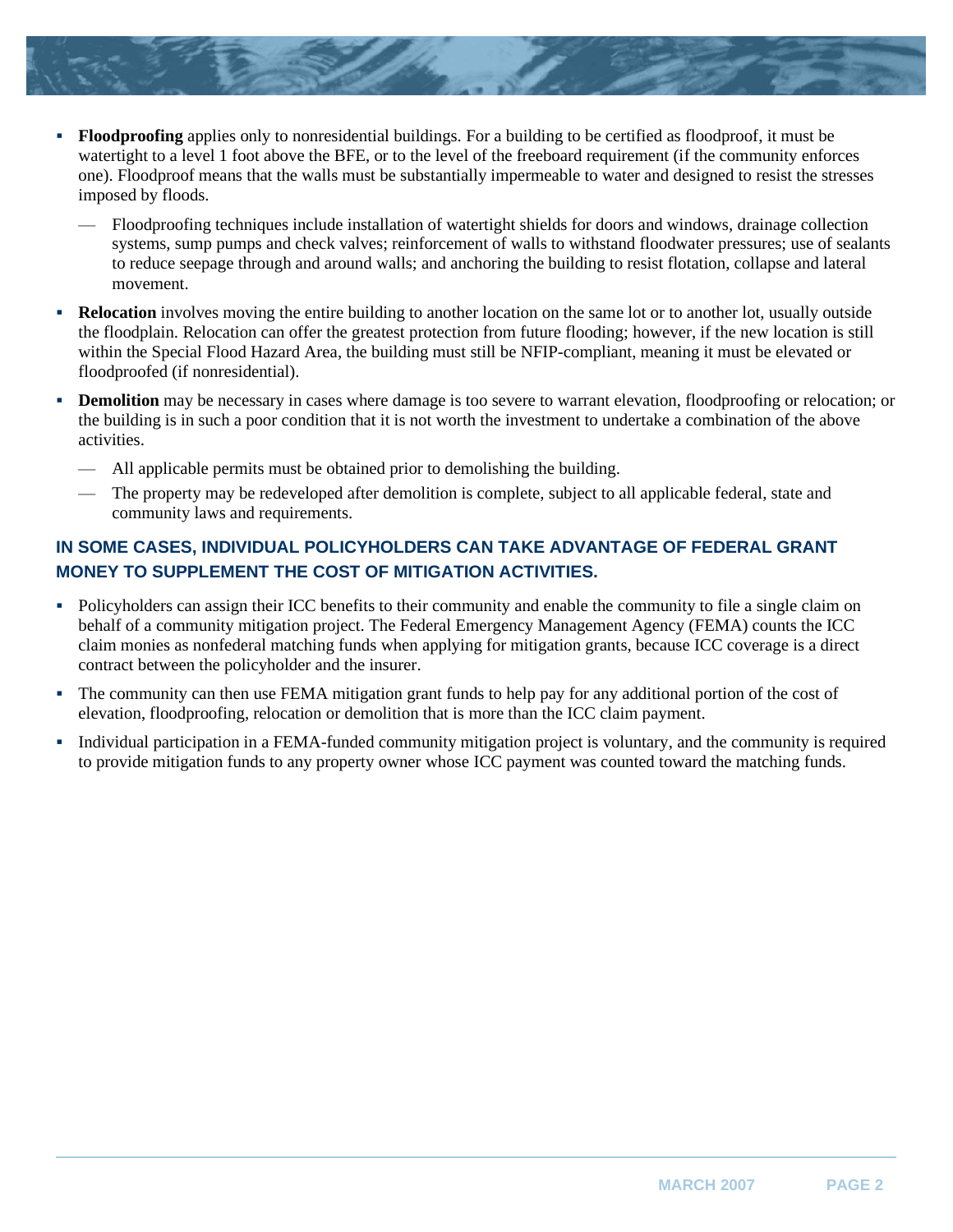- **Floodproofing** applies only to nonresidential buildings. For a building to be certified as floodproof, it must be watertight to a level 1 foot above the BFE, or to the level of the freeboard requirement (if the community enforces one). Floodproof means that the walls must be substantially impermeable to water and designed to resist the stresses imposed by floods.
  - Floodproofing techniques include installation of watertight shields for doors and windows, drainage collection systems, sump pumps and check valves; reinforcement of walls to withstand floodwater pressures; use of sealants to reduce seepage through and around walls; and anchoring the building to resist flotation, collapse and lateral movement.
- **Relocation** involves moving the entire building to another location on the same lot or to another lot, usually outside the floodplain. Relocation can offer the greatest protection from future flooding; however, if the new location is still within the Special Flood Hazard Area, the building must still be NFIP-compliant, meaning it must be elevated or floodproofed (if nonresidential).
- **Demolition** may be necessary in cases where damage is too severe to warrant elevation, floodproofing or relocation; or the building is in such a poor condition that it is not worth the investment to undertake a combination of the above activities.
  - All applicable permits must be obtained prior to demolishing the building.
  - The property may be redeveloped after demolition is complete, subject to all applicable federal, state and community laws and requirements.

## IN SOME CASES, INDIVIDUAL POLICYHOLDERS CAN TAKE ADVANTAGE OF FEDERAL GRANT MONEY TO SUPPLEMENT THE COST OF MITIGATION ACTIVITIES.

- Policyholders can assign their ICC benefits to their community and enable the community to file a single claim on behalf of a community mitigation project. The Federal Emergency Management Agency (FEMA) counts the ICC claim monies as nonfederal matching funds when applying for mitigation grants, because ICC coverage is a direct contract between the policyholder and the insurer.
- The community can then use FEMA mitigation grant funds to help pay for any additional portion of the cost of elevation, floodproofing, relocation or demolition that is more than the ICC claim payment.
- Individual participation in a FEMA-funded community mitigation project is voluntary, and the community is required to provide mitigation funds to any property owner whose ICC payment was counted toward the matching funds.